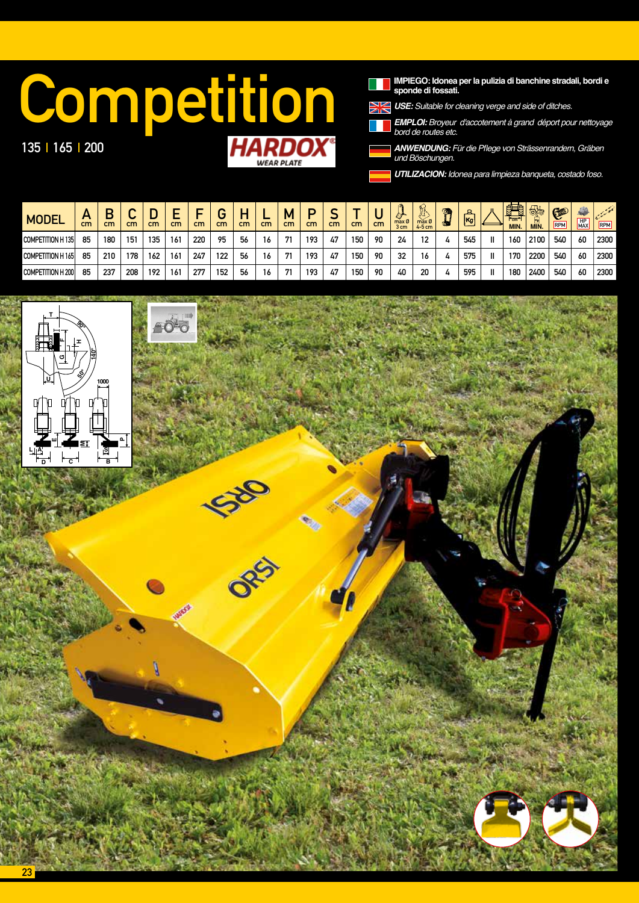# Competition

135 | 165 | 200

HARDOX® WEAR PLATE

**IMPIEGO: Idonea per la pulizia di banchine stradali, bordi e sponde di fossati.**

***USE:*** *Suitable for cleaning verge and side of ditches.*

***EMPLOI:*** *Broyeur d'accotement à grand déport pour nettoyage bord de routes etc.*

***ANWENDUNG:*** *Für die Pflege von Strässenrandern, Gräben und Böschungen.*

***UTILIZACION:*** *Idonea para limpieza banqueta, costado foso.*

| MODEL | A cm | B cm | C cm | D cm | E cm | F cm | G cm | H cm | L cm | M cm | P cm | S cm | T cm | U cm | max Ø 3 cm | max Ø 4-5 cm | | Kg | | MIN. | MIN. | RPM | HP MAX | RPM |
|---|---|---|---|---|---|---|---|---|---|---|---|---|---|---|---|---|---|---|---|---|---|---|---|---|
| COMPETITION H 135 | 85 | 180 | 151 | 135 | 161 | 220 | 95 | 56 | 16 | 71 | 193 | 47 | 150 | 90 | 24 | 12 | 4 | 545 | II | 160 | 2100 | 540 | 60 | 2300 |
| COMPETITION H 165 | 85 | 210 | 178 | 162 | 161 | 247 | 122 | 56 | 16 | 71 | 193 | 47 | 150 | 90 | 32 | 16 | 4 | 575 | II | 170 | 2200 | 540 | 60 | 2300 |
| COMPETITION H 200 | 85 | 237 | 208 | 192 | 161 | 277 | 152 | 56 | 16 | 71 | 193 | 47 | 150 | 90 | 40 | 20 | 4 | 595 | II | 180 | 2400 | 540 | 60 | 2300 |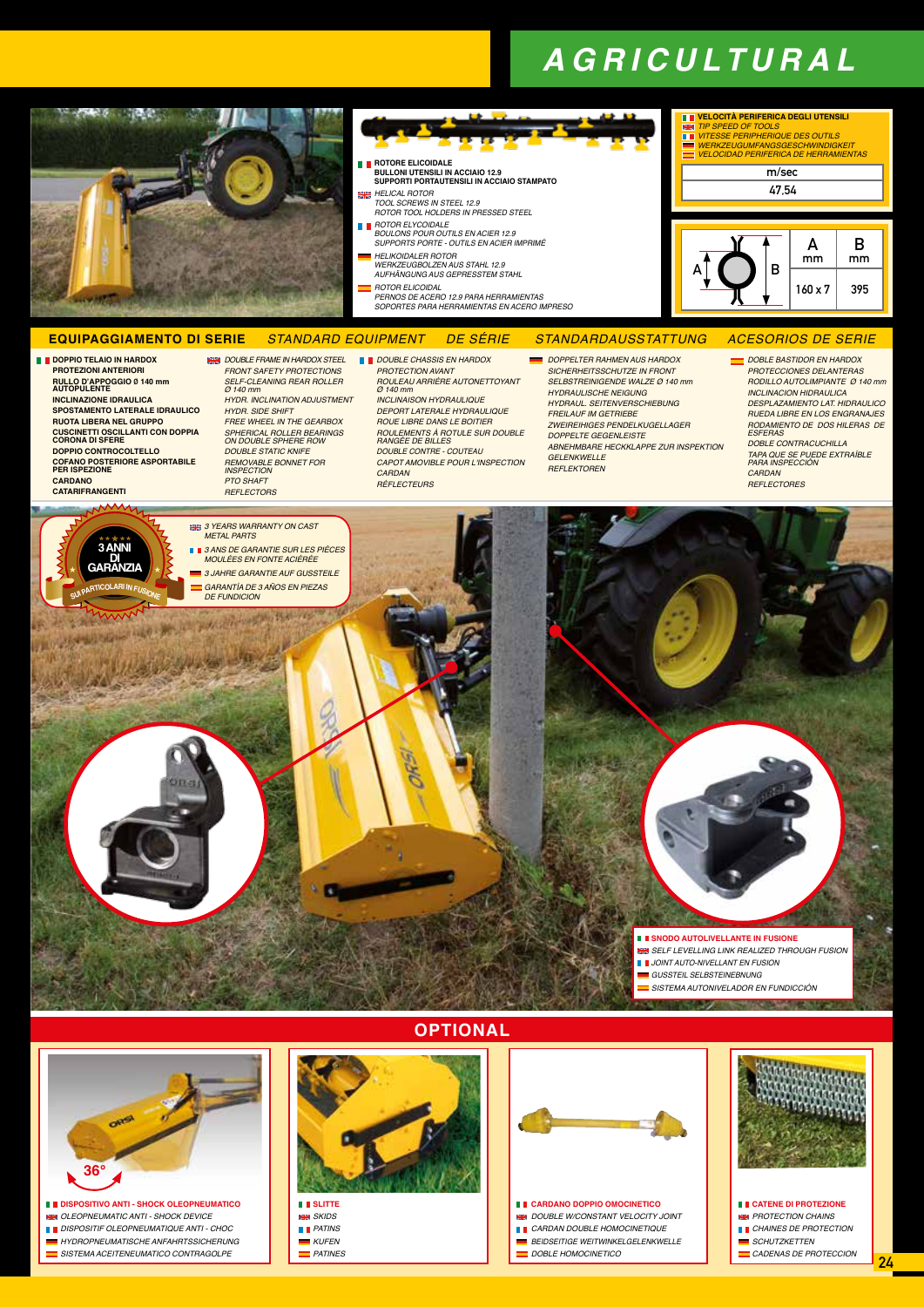# AGRICULTURAL

**ROTORE ELICOIDALE**
**BULLONI UTENSILI IN ACCIAIO 12.9**
**SUPPORTI PORTAUTENSILI IN ACCIAIO STAMPATO**

*HELICAL ROTOR*
*TOOL SCREWS IN STEEL 12.9*
*ROTOR TOOL HOLDERS IN PRESSED STEEL*

*ROTOR ELYCOIDALE*
*BOULONS POUR OUTILS EN ACIER 12.9*
*SUPPORTS PORTE - OUTILS EN ACIER IMPRIMÉ*

*HELIKOIDALER ROTOR*
*WERKZEUGBOLZEN AUS STAHL 12.9*
*AUFHÄNGUNG AUS GEPRESSTEM STAHL*

*ROTOR ELICOIDAL*
*PERNOS DE ACERO 12.9 PARA HERRAMIENTAS*
*SOPORTES PARA HERRAMIENTAS EN ACERO IMPRESO*

**VELOCITÀ PERIFERICA DEGLI UTENSILI**
*TIP SPEED OF TOOLS*
*VITESSE PERIPHERIQUE DES OUTILS*
*WERKZEUGUMFANGSGESCHWINDIGKEIT*
*VELOCIDAD PERIFERICA DE HERRAMIENTAS*

| m/sec |
| --- |
| 47,54 |

| A mm | B mm |
| --- | --- |
| 160 x 7 | 395 |

## EQUIPAGGIAMENTO DI SERIE — *STANDARD EQUIPMENT* — *DE SÉRIE* — *STANDARDAUSSTATTUNG* — *ACESORIOS DE SERIE*

**DOPPIO TELAIO IN HARDOX**
**PROTEZIONI ANTERIORI**
**RULLO D'APPOGGIO Ø 140 mm AUTOPULENTE**
**INCLINAZIONE IDRAULICA**
**SPOSTAMENTO LATERALE IDRAULICO**
**RUOTA LIBERA NEL GRUPPO**
**CUSCINETTI OSCILLANTI CON DOPPIA CORONA DI SFERE**
**DOPPIO CONTROCOLTELLO**
**COFANO POSTERIORE ASPORTABILE PER ISPEZIONE**
**CARDANO**
**CATARIFRANGENTI**

*DOUBLE FRAME IN HARDOX STEEL*
*FRONT SAFETY PROTECTIONS*
*SELF-CLEANING REAR ROLLER Ø 140 mm*
*HYDR. INCLINATION ADJUSTMENT*
*HYDR. SIDE SHIFT*
*FREE WHEEL IN THE GEARBOX*
*SPHERICAL ROLLER BEARINGS ON DOUBLE SPHERE ROW*
*DOUBLE STATIC KNIFE*
*REMOVABLE BONNET FOR INSPECTION*
*PTO SHAFT*
*REFLECTORS*

*DOUBLE CHASSIS EN HARDOX*
*PROTECTION AVANT*
*ROULEAU ARRIÈRE AUTONETTOYANT Ø 140 mm*
*INCLINAISON HYDRAULIQUE*
*DEPORT LATERALE HYDRAULIQUE*
*ROUE LIBRE DANS LE BOITIER*
*ROULEMENTS À ROTULE SUR DOUBLE RANGÉE DE BILLES*
*DOUBLE CONTRE - COUTEAU*
*CAPOT AMOVIBLE POUR L'INSPECTION*
*CARDAN*
*RÉFLECTEURS*

*DOPPELTER RAHMEN AUS HARDOX*
*SICHERHEITSSCHUTZE IN FRONT*
*SELBSTREINIGENDE WALZE Ø 140 mm*
*HYDRAULISCHE NEIGUNG*
*HYDRAUL. SEITENVERSCHIEBUNG*
*FREILAUF IM GETRIEBE*
*ZWEIREIHIGES PENDELKUGELLAGER*
*DOPPELTE GEGENLEISTE*
*ABNEHMBARE HECKKLAPPE ZUR INSPEKTION*
*GELENKWELLE*
*REFLEKTOREN*

*DOBLE BASTIDOR EN HARDOX*
*PROTECCIONES DELANTERAS*
*RODILLO AUTOLIMPIANTE Ø 140 mm*
*INCLINACION HIDRAULICA*
*DESPLAZAMIENTO LAT. HIDRAULICO*
*RUEDA LIBRE EN LOS ENGRANAJES*
*RODAMIENTO DE DOS HILERAS DE ESFERAS*
*DOBLE CONTRACUCHILLA*
*TAPA QUE SE PUEDE EXTRAÍBLE PARA INSPECCIÓN*
*CARDAN*
*REFLECTORES*

**3 ANNI DI GARANZIA SUI PARTICOLARI IN FUSIONE**

*3 YEARS WARRANTY ON CAST METAL PARTS*
*3 ANS DE GARANTIE SUR LES PIÈCES MOULÉES EN FONTE ACIÉRÉE*
*3 JAHRE GARANTIE AUF GUSSTEILE*
*GARANTÍA DE 3 AÑOS EN PIEZAS DE FUNDICION*

**SNODO AUTOLIVELLANTE IN FUSIONE**
*SELF LEVELLING LINK REALIZED THROUGH FUSION*
*JOINT AUTO-NIVELLANT EN FUSION*
*GUSSTEIL SELBSTEINEBNUNG*
*SISTEMA AUTONIVELADOR EN FUNDICCIÓN*

## OPTIONAL

36°

**DISPOSITIVO ANTI - SHOCK OLEOPNEUMATICO**
*OLEOPNEUMATIC ANTI - SHOCK DEVICE*
*DISPOSITIF OLEOPNEUMATIQUE ANTI - CHOC*
*HYDROPNEUMATISCHE ANFAHRTSSICHERUNG*
*SISTEMA ACEITENEUMATICO CONTRAGOLPE*

**SLITTE**
*SKIDS*
*PATINS*
*KUFEN*
*PATINES*

**CARDANO DOPPIO OMOCINETICO**
*DOUBLE W/CONSTANT VELOCITY JOINT*
*CARDAN DOUBLE HOMOCINETIQUE*
*BEIDSEITIGE WEITWINKELGELENKWELLE*
*DOBLE HOMOCINETICO*

**CATENE DI PROTEZIONE**
*PROTECTION CHAINS*
*CHAINES DE PROTECTION*
*SCHUTZKETTEN*
*CADENAS DE PROTECCION*